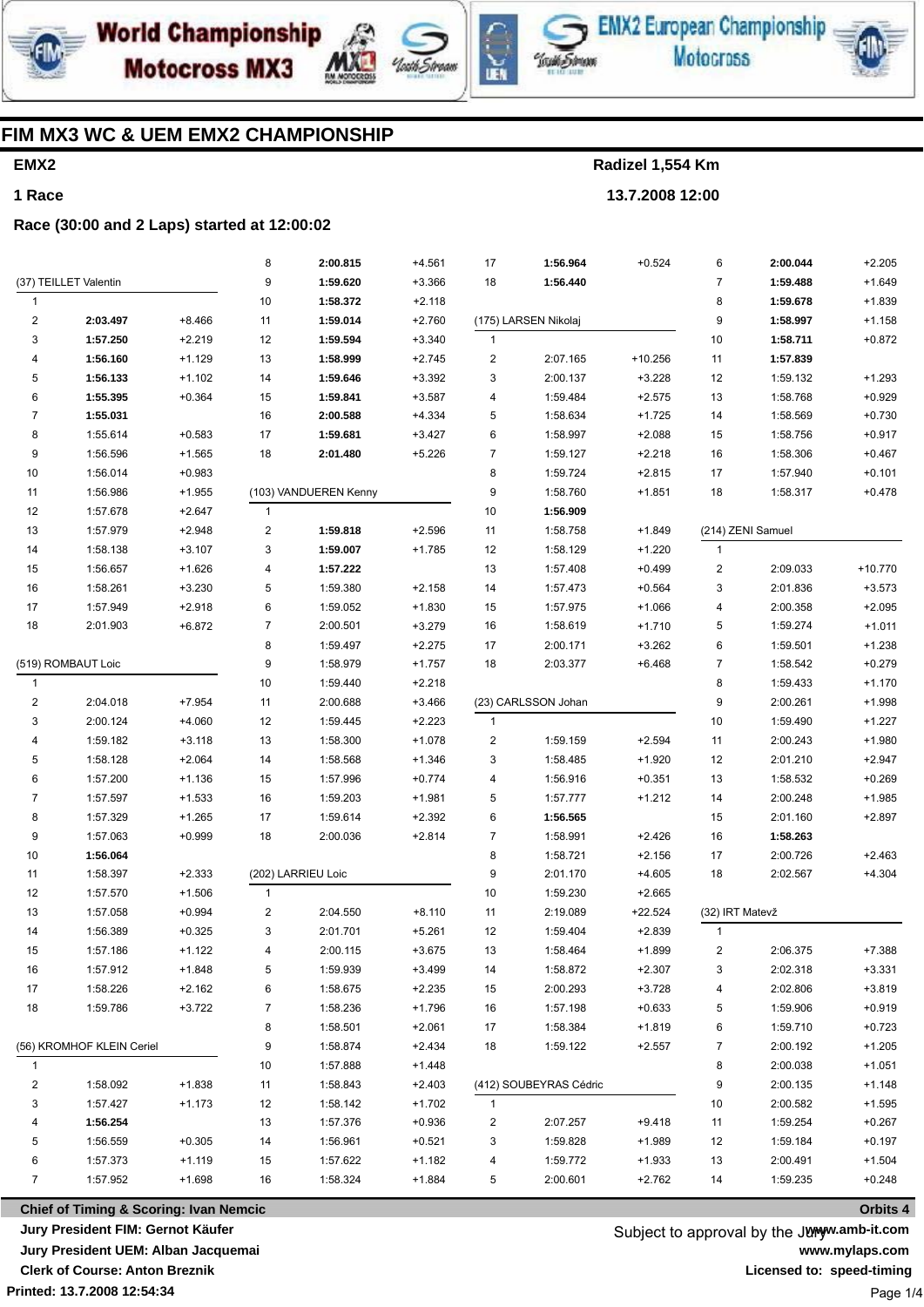# FIM MX3 WC & UEM EMX2 CHAMPIONSHIP

**EMX2** — **Radizel 1,554 Km**

**1 Race** — **13.7.2008 12:00**

**Race (30:00 and 2 Laps) started at 12:00:02**

### (37) TEILLET Valentin

| Lap | Time | Gap |
|---|---|---|
| 1 | | |
| 2 | **2:03.497** | +8.466 |
| 3 | **1:57.250** | +2.219 |
| 4 | **1:56.160** | +1.129 |
| 5 | **1:56.133** | +1.102 |
| 6 | **1:55.395** | +0.364 |
| 7 | **1:55.031** | |
| 8 | 1:55.614 | +0.583 |
| 9 | 1:56.596 | +1.565 |
| 10 | 1:56.014 | +0.983 |
| 11 | 1:56.986 | +1.955 |
| 12 | 1:57.678 | +2.647 |
| 13 | 1:57.979 | +2.948 |
| 14 | 1:58.138 | +3.107 |
| 15 | 1:56.657 | +1.626 |
| 16 | 1:58.261 | +3.230 |
| 17 | 1:57.949 | +2.918 |
| 18 | 2:01.903 | +6.872 |

### (519) ROMBAUT Loic

| Lap | Time | Gap |
|---|---|---|
| 1 | | |
| 2 | 2:04.018 | +7.954 |
| 3 | 2:00.124 | +4.060 |
| 4 | 1:59.182 | +3.118 |
| 5 | 1:58.128 | +2.064 |
| 6 | 1:57.200 | +1.136 |
| 7 | 1:57.597 | +1.533 |
| 8 | 1:57.329 | +1.265 |
| 9 | 1:57.063 | +0.999 |
| 10 | **1:56.064** | |
| 11 | 1:58.397 | +2.333 |
| 12 | 1:57.570 | +1.506 |
| 13 | 1:57.058 | +0.994 |
| 14 | 1:56.389 | +0.325 |
| 15 | 1:57.186 | +1.122 |
| 16 | 1:57.912 | +1.848 |
| 17 | 1:58.226 | +2.162 |
| 18 | 1:59.786 | +3.722 |

### (56) KROMHOF KLEIN Ceriel

| Lap | Time | Gap |
|---|---|---|
| 1 | | |
| 2 | 1:58.092 | +1.838 |
| 3 | 1:57.427 | +1.173 |
| 4 | **1:56.254** | |
| 5 | 1:56.559 | +0.305 |
| 6 | 1:57.373 | +1.119 |
| 7 | 1:57.952 | +1.698 |
| 8 | **2:00.815** | +4.561 |
| 9 | **1:59.620** | +3.366 |
| 10 | **1:58.372** | +2.118 |
| 11 | **1:59.014** | +2.760 |
| 12 | **1:59.594** | +3.340 |
| 13 | **1:58.999** | +2.745 |
| 14 | **1:59.646** | +3.392 |
| 15 | **1:59.841** | +3.587 |
| 16 | **2:00.588** | +4.334 |
| 17 | **1:59.681** | +3.427 |
| 18 | **2:01.480** | +5.226 |

### (103) VANDUEREN Kenny

| Lap | Time | Gap |
|---|---|---|
| 1 | | |
| 2 | **1:59.818** | +2.596 |
| 3 | **1:59.007** | +1.785 |
| 4 | **1:57.222** | |
| 5 | 1:59.380 | +2.158 |
| 6 | 1:59.052 | +1.830 |
| 7 | 2:00.501 | +3.279 |
| 8 | 1:59.497 | +2.275 |
| 9 | 1:58.979 | +1.757 |
| 10 | 1:59.440 | +2.218 |
| 11 | 2:00.688 | +3.466 |
| 12 | 1:59.445 | +2.223 |
| 13 | 1:58.300 | +1.078 |
| 14 | 1:58.568 | +1.346 |
| 15 | 1:57.996 | +0.774 |
| 16 | 1:59.203 | +1.981 |
| 17 | 1:59.614 | +2.392 |
| 18 | 2:00.036 | +2.814 |

### (202) LARRIEU Loic

| Lap | Time | Gap |
|---|---|---|
| 1 | | |
| 2 | 2:04.550 | +8.110 |
| 3 | 2:01.701 | +5.261 |
| 4 | 2:00.115 | +3.675 |
| 5 | 1:59.939 | +3.499 |
| 6 | 1:58.675 | +2.235 |
| 7 | 1:58.236 | +1.796 |
| 8 | 1:58.501 | +2.061 |
| 9 | 1:58.874 | +2.434 |
| 10 | 1:57.888 | +1.448 |
| 11 | 1:58.843 | +2.403 |
| 12 | 1:58.142 | +1.702 |
| 13 | 1:57.376 | +0.936 |
| 14 | 1:56.961 | +0.521 |
| 15 | 1:57.622 | +1.182 |
| 16 | 1:58.324 | +1.884 |
| 17 | **1:56.964** | +0.524 |
| 18 | **1:56.440** | |

### (175) LARSEN Nikolaj

| Lap | Time | Gap |
|---|---|---|
| 1 | | |
| 2 | 2:07.165 | +10.256 |
| 3 | 2:00.137 | +3.228 |
| 4 | 1:59.484 | +2.575 |
| 5 | 1:58.634 | +1.725 |
| 6 | 1:58.997 | +2.088 |
| 7 | 1:59.127 | +2.218 |
| 8 | 1:59.724 | +2.815 |
| 9 | 1:58.760 | +1.851 |
| 10 | **1:56.909** | |
| 11 | 1:58.758 | +1.849 |
| 12 | 1:58.129 | +1.220 |
| 13 | 1:57.408 | +0.499 |
| 14 | 1:57.473 | +0.564 |
| 15 | 1:57.975 | +1.066 |
| 16 | 1:58.619 | +1.710 |
| 17 | 2:00.171 | +3.262 |
| 18 | 2:03.377 | +6.468 |

### (23) CARLSSON Johan

| Lap | Time | Gap |
|---|---|---|
| 1 | | |
| 2 | 1:59.159 | +2.594 |
| 3 | 1:58.485 | +1.920 |
| 4 | 1:56.916 | +0.351 |
| 5 | 1:57.777 | +1.212 |
| 6 | **1:56.565** | |
| 7 | 1:58.991 | +2.426 |
| 8 | 1:58.721 | +2.156 |
| 9 | 2:01.170 | +4.605 |
| 10 | 1:59.230 | +2.665 |
| 11 | 2:19.089 | +22.524 |
| 12 | 1:59.404 | +2.839 |
| 13 | 1:58.464 | +1.899 |
| 14 | 1:58.872 | +2.307 |
| 15 | 2:00.293 | +3.728 |
| 16 | 1:57.198 | +0.633 |
| 17 | 1:58.384 | +1.819 |
| 18 | 1:59.122 | +2.557 |

### (412) SOUBEYRAS Cédric

| Lap | Time | Gap |
|---|---|---|
| 1 | | |
| 2 | 2:07.257 | +9.418 |
| 3 | 1:59.828 | +1.989 |
| 4 | 1:59.772 | +1.933 |
| 5 | 2:00.601 | +2.762 |
| 6 | **2:00.044** | +2.205 |
| 7 | **1:59.488** | +1.649 |
| 8 | **1:59.678** | +1.839 |
| 9 | **1:58.997** | +1.158 |
| 10 | **1:58.711** | +0.872 |
| 11 | **1:57.839** | |
| 12 | 1:59.132 | +1.293 |
| 13 | 1:58.768 | +0.929 |
| 14 | 1:58.569 | +0.730 |
| 15 | 1:58.756 | +0.917 |
| 16 | 1:58.306 | +0.467 |
| 17 | 1:57.940 | +0.101 |
| 18 | 1:58.317 | +0.478 |

### (214) ZENI Samuel

| Lap | Time | Gap |
|---|---|---|
| 1 | | |
| 2 | 2:09.033 | +10.770 |
| 3 | 2:01.836 | +3.573 |
| 4 | 2:00.358 | +2.095 |
| 5 | 1:59.274 | +1.011 |
| 6 | 1:59.501 | +1.238 |
| 7 | 1:58.542 | +0.279 |
| 8 | 1:59.433 | +1.170 |
| 9 | 2:00.261 | +1.998 |
| 10 | 1:59.490 | +1.227 |
| 11 | 2:00.243 | +1.980 |
| 12 | 2:01.210 | +2.947 |
| 13 | 1:58.532 | +0.269 |
| 14 | 2:00.248 | +1.985 |
| 15 | 2:01.160 | +2.897 |
| 16 | **1:58.263** | |
| 17 | 2:00.726 | +2.463 |
| 18 | 2:02.567 | +4.304 |

### (32) IRT Matevž

| Lap | Time | Gap |
|---|---|---|
| 1 | | |
| 2 | 2:06.375 | +7.388 |
| 3 | 2:02.318 | +3.331 |
| 4 | 2:02.806 | +3.819 |
| 5 | 1:59.906 | +0.919 |
| 6 | 1:59.710 | +0.723 |
| 7 | 2:00.192 | +1.205 |
| 8 | 2:00.038 | +1.051 |
| 9 | 2:00.135 | +1.148 |
| 10 | 2:00.582 | +1.595 |
| 11 | 1:59.254 | +0.267 |
| 12 | 1:59.184 | +0.197 |
| 13 | 2:00.491 | +1.504 |
| 14 | 1:59.235 | +0.248 |

**Chief of Timing & Scoring: Ivan Nemcic**
Jury President FIM: Gernot Käufer
Jury President UEM: Alban Jacquemai
Clerk of Course: Anton Breznik
Printed: 13.7.2008 12:54:34

Subject to approval by the Jury

Orbits 4
www.amb-it.com
www.mylaps.com
Licensed to: speed-timing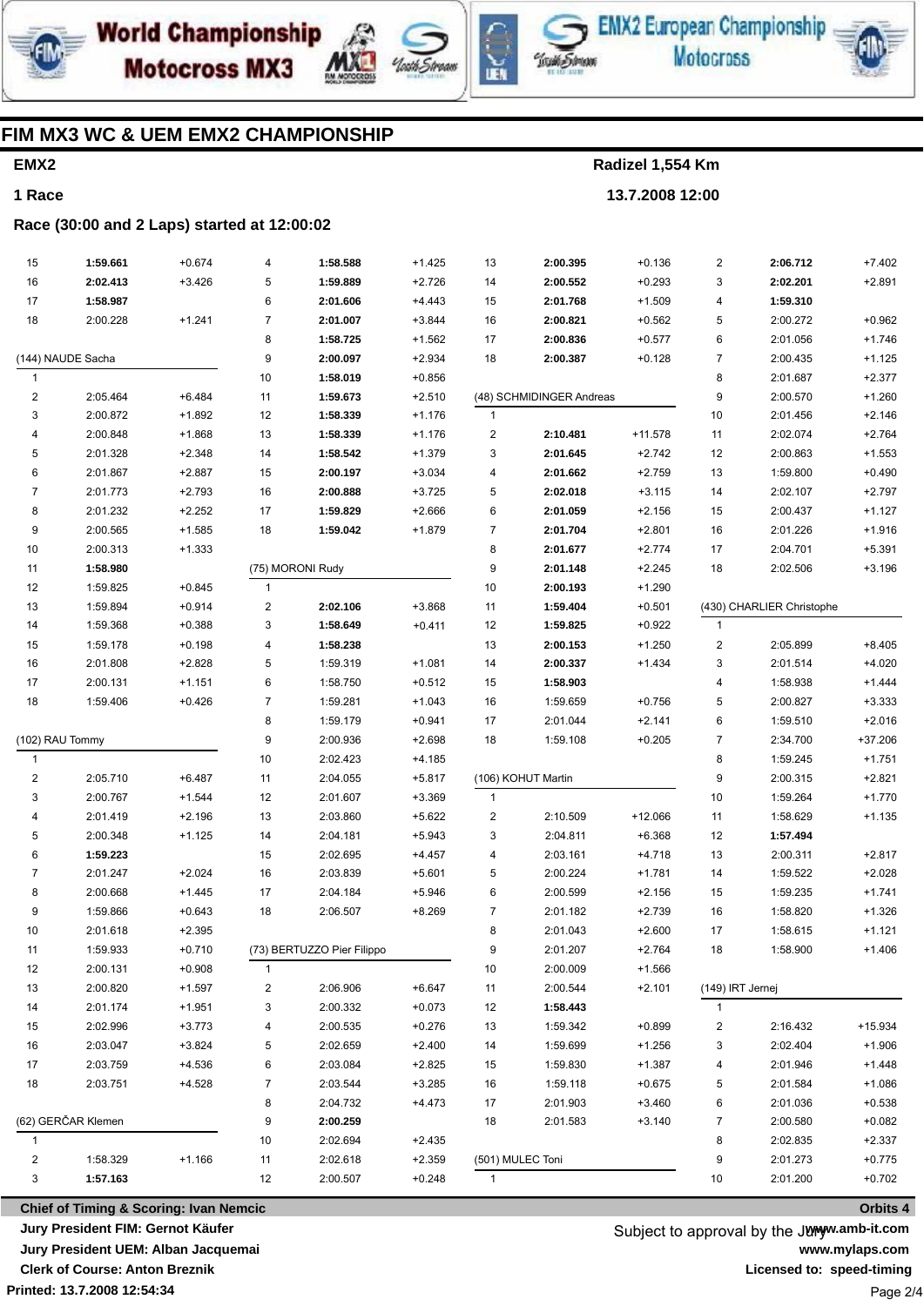# FIM MX3 WC & UEM EMX2 CHAMPIONSHIP

**EMX2** — Radizel 1,554 Km

**1 Race** — 13.7.2008 12:00

**Race (30:00 and 2 Laps) started at 12:00:02**

| Lap | Time | Diff |
|---|---|---|
| 15 | **1:59.661** | +0.674 |
| 16 | **2:02.413** | +3.426 |
| 17 | **1:58.987** | |
| 18 | 2:00.228 | +1.241 |

**(144) NAUDE Sacha**

| Lap | Time | Diff |
|---|---|---|
| 1 | | |
| 2 | 2:05.464 | +6.484 |
| 3 | 2:00.872 | +1.892 |
| 4 | 2:00.848 | +1.868 |
| 5 | 2:01.328 | +2.348 |
| 6 | 2:01.867 | +2.887 |
| 7 | 2:01.773 | +2.793 |
| 8 | 2:01.232 | +2.252 |
| 9 | 2:00.565 | +1.585 |
| 10 | 2:00.313 | +1.333 |
| 11 | **1:58.980** | |
| 12 | 1:59.825 | +0.845 |
| 13 | 1:59.894 | +0.914 |
| 14 | 1:59.368 | +0.388 |
| 15 | 1:59.178 | +0.198 |
| 16 | 2:01.808 | +2.828 |
| 17 | 2:00.131 | +1.151 |
| 18 | 1:59.406 | +0.426 |

**(102) RAU Tommy**

| Lap | Time | Diff |
|---|---|---|
| 1 | | |
| 2 | 2:05.710 | +6.487 |
| 3 | 2:00.767 | +1.544 |
| 4 | 2:01.419 | +2.196 |
| 5 | 2:00.348 | +1.125 |
| 6 | **1:59.223** | |
| 7 | 2:01.247 | +2.024 |
| 8 | 2:00.668 | +1.445 |
| 9 | 1:59.866 | +0.643 |
| 10 | 2:01.618 | +2.395 |
| 11 | 1:59.933 | +0.710 |
| 12 | 2:00.131 | +0.908 |
| 13 | 2:00.820 | +1.597 |
| 14 | 2:01.174 | +1.951 |
| 15 | 2:02.996 | +3.773 |
| 16 | 2:03.047 | +3.824 |
| 17 | 2:03.759 | +4.536 |
| 18 | 2:03.751 | +4.528 |

**(62) GERČAR Klemen**

| Lap | Time | Diff |
|---|---|---|
| 1 | | |
| 2 | 1:58.329 | +1.166 |
| 3 | **1:57.163** | |
| 4 | **1:58.588** | +1.425 |
| 5 | **1:59.889** | +2.726 |
| 6 | **2:01.606** | +4.443 |
| 7 | **2:01.007** | +3.844 |
| 8 | **1:58.725** | +1.562 |
| 9 | **2:00.097** | +2.934 |
| 10 | **1:58.019** | +0.856 |
| 11 | **1:59.673** | +2.510 |
| 12 | **1:58.339** | +1.176 |
| 13 | **1:58.339** | +1.176 |
| 14 | **1:58.542** | +1.379 |
| 15 | **2:00.197** | +3.034 |
| 16 | **2:00.888** | +3.725 |
| 17 | **1:59.829** | +2.666 |
| 18 | **1:59.042** | +1.879 |

**(75) MORONI Rudy**

| Lap | Time | Diff |
|---|---|---|
| 1 | | |
| 2 | **2:02.106** | +3.868 |
| 3 | **1:58.649** | +0.411 |
| 4 | **1:58.238** | |
| 5 | 1:59.319 | +1.081 |
| 6 | 1:58.750 | +0.512 |
| 7 | 1:59.281 | +1.043 |
| 8 | 1:59.179 | +0.941 |
| 9 | 2:00.936 | +2.698 |
| 10 | 2:02.423 | +4.185 |
| 11 | 2:04.055 | +5.817 |
| 12 | 2:01.607 | +3.369 |
| 13 | 2:03.860 | +5.622 |
| 14 | 2:04.181 | +5.943 |
| 15 | 2:02.695 | +4.457 |
| 16 | 2:03.839 | +5.601 |
| 17 | 2:04.184 | +5.946 |
| 18 | 2:06.507 | +8.269 |

**(73) BERTUZZO Pier Filippo**

| Lap | Time | Diff |
|---|---|---|
| 1 | | |
| 2 | 2:06.906 | +6.647 |
| 3 | 2:00.332 | +0.073 |
| 4 | 2:00.535 | +0.276 |
| 5 | 2:02.659 | +2.400 |
| 6 | 2:03.084 | +2.825 |
| 7 | 2:03.544 | +3.285 |
| 8 | 2:04.732 | +4.473 |
| 9 | **2:00.259** | |
| 10 | 2:02.694 | +2.435 |
| 11 | 2:02.618 | +2.359 |
| 12 | 2:00.507 | +0.248 |
| 13 | **2:00.395** | +0.136 |
| 14 | **2:00.552** | +0.293 |
| 15 | **2:01.768** | +1.509 |
| 16 | **2:00.821** | +0.562 |
| 17 | **2:00.836** | +0.577 |
| 18 | **2:00.387** | +0.128 |

**(48) SCHMIDINGER Andreas**

| Lap | Time | Diff |
|---|---|---|
| 1 | | |
| 2 | **2:10.481** | +11.578 |
| 3 | **2:01.645** | +2.742 |
| 4 | **2:01.662** | +2.759 |
| 5 | **2:02.018** | +3.115 |
| 6 | **2:01.059** | +2.156 |
| 7 | **2:01.704** | +2.801 |
| 8 | **2:01.677** | +2.774 |
| 9 | **2:01.148** | +2.245 |
| 10 | **2:00.193** | +1.290 |
| 11 | **1:59.404** | +0.501 |
| 12 | **1:59.825** | +0.922 |
| 13 | **2:00.153** | +1.250 |
| 14 | **2:00.337** | +1.434 |
| 15 | **1:58.903** | |
| 16 | 1:59.659 | +0.756 |
| 17 | 2:01.044 | +2.141 |
| 18 | 1:59.108 | +0.205 |

**(106) KOHUT Martin**

| Lap | Time | Diff |
|---|---|---|
| 1 | | |
| 2 | 2:10.509 | +12.066 |
| 3 | 2:04.811 | +6.368 |
| 4 | 2:03.161 | +4.718 |
| 5 | 2:00.224 | +1.781 |
| 6 | 2:00.599 | +2.156 |
| 7 | 2:01.182 | +2.739 |
| 8 | 2:01.043 | +2.600 |
| 9 | 2:01.207 | +2.764 |
| 10 | 2:00.009 | +1.566 |
| 11 | 2:00.544 | +2.101 |
| 12 | **1:58.443** | |
| 13 | 1:59.342 | +0.899 |
| 14 | 1:59.699 | +1.256 |
| 15 | 1:59.830 | +1.387 |
| 16 | 1:59.118 | +0.675 |
| 17 | 2:01.903 | +3.460 |
| 18 | 2:01.583 | +3.140 |

**(501) MULEC Toni**

| Lap | Time | Diff |
|---|---|---|
| 1 | | |
| 2 | **2:06.712** | +7.402 |
| 3 | **2:02.201** | +2.891 |
| 4 | **1:59.310** | |
| 5 | 2:00.272 | +0.962 |
| 6 | 2:01.056 | +1.746 |
| 7 | 2:00.435 | +1.125 |
| 8 | 2:01.687 | +2.377 |
| 9 | 2:00.570 | +1.260 |
| 10 | 2:01.456 | +2.146 |
| 11 | 2:02.074 | +2.764 |
| 12 | 2:00.863 | +1.553 |
| 13 | 1:59.800 | +0.490 |
| 14 | 2:02.107 | +2.797 |
| 15 | 2:00.437 | +1.127 |
| 16 | 2:01.226 | +1.916 |
| 17 | 2:04.701 | +5.391 |
| 18 | 2:02.506 | +3.196 |

**(430) CHARLIER Christophe**

| Lap | Time | Diff |
|---|---|---|
| 1 | | |
| 2 | 2:05.899 | +8.405 |
| 3 | 2:01.514 | +4.020 |
| 4 | 1:58.938 | +1.444 |
| 5 | 2:00.827 | +3.333 |
| 6 | 1:59.510 | +2.016 |
| 7 | 2:34.700 | +37.206 |
| 8 | 1:59.245 | +1.751 |
| 9 | 2:00.315 | +2.821 |
| 10 | 1:59.264 | +1.770 |
| 11 | 1:58.629 | +1.135 |
| 12 | **1:57.494** | |
| 13 | 2:00.311 | +2.817 |
| 14 | 1:59.522 | +2.028 |
| 15 | 1:59.235 | +1.741 |
| 16 | 1:58.820 | +1.326 |
| 17 | 1:58.615 | +1.121 |
| 18 | 1:58.900 | +1.406 |

**(149) IRT Jernej**

| Lap | Time | Diff |
|---|---|---|
| 1 | | |
| 2 | 2:16.432 | +15.934 |
| 3 | 2:02.404 | +1.906 |
| 4 | 2:01.946 | +1.448 |
| 5 | 2:01.584 | +1.086 |
| 6 | 2:01.036 | +0.538 |
| 7 | 2:00.580 | +0.082 |
| 8 | 2:02.835 | +2.337 |
| 9 | 2:01.273 | +0.775 |
| 10 | 2:01.200 | +0.702 |

**Chief of Timing & Scoring: Ivan Nemcic**
**Jury President FIM: Gernot Käufer**
**Jury President UEM: Alban Jacquemai**
**Clerk of Course: Anton Breznik**

Subject to approval by the Jury

**Orbits 4**
**www.amb-it.com**
**www.mylaps.com**
**Licensed to: speed-timing**

**Printed: 13.7.2008 12:54:34**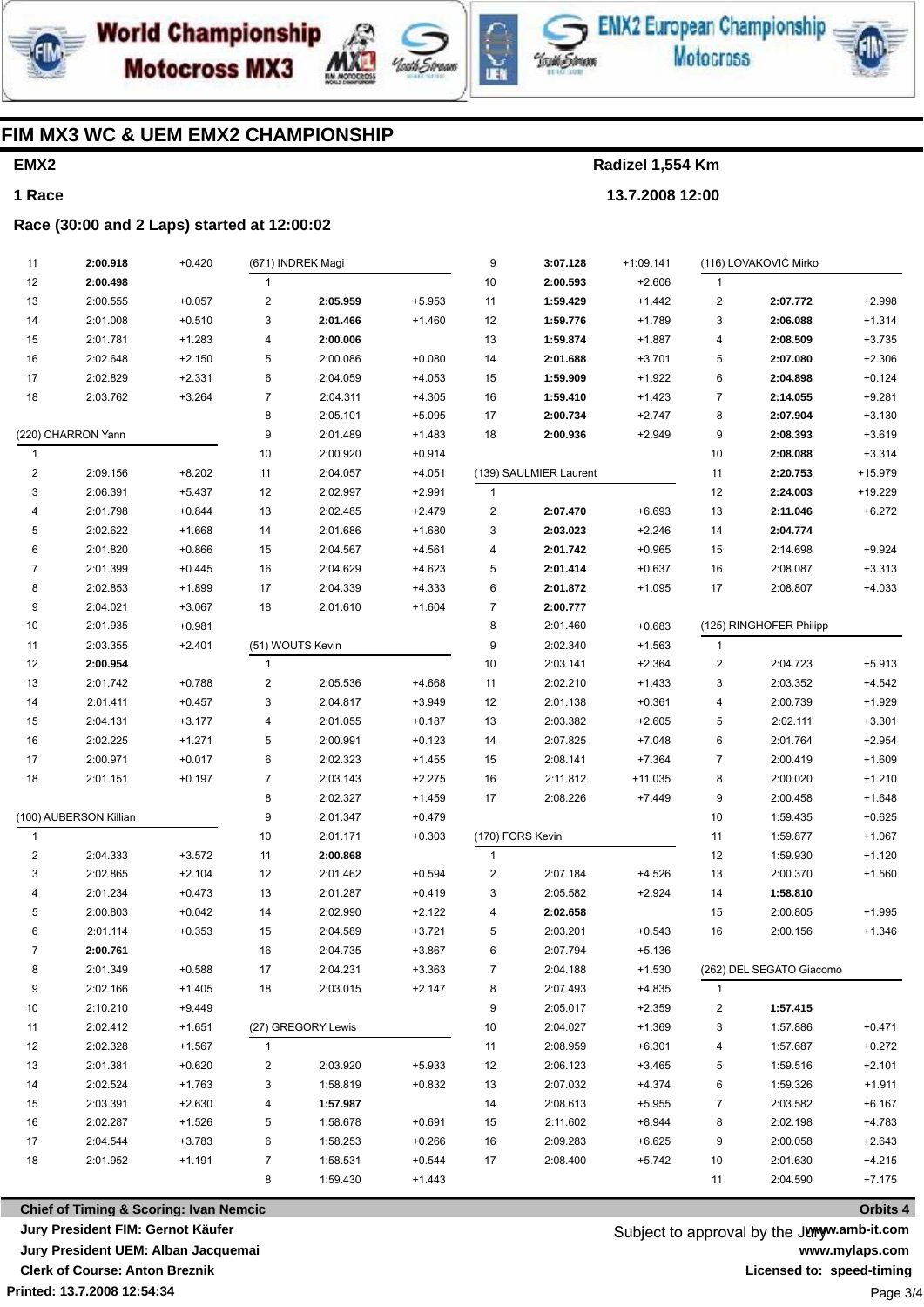# FIM MX3 WC & UEM EMX2 CHAMPIONSHIP

**EMX2** — Radizel 1,554 Km

**1 Race** — 13.7.2008 12:00

**Race (30:00 and 2 Laps) started at 12:00:02**

| Lap | Time | Diff |
|---|---|---|
| 11 | **2:00.918** | +0.420 |
| 12 | **2:00.498** | |
| 13 | 2:00.555 | +0.057 |
| 14 | 2:01.008 | +0.510 |
| 15 | 2:01.781 | +1.283 |
| 16 | 2:02.648 | +2.150 |
| 17 | 2:02.829 | +2.331 |
| 18 | 2:03.762 | +3.264 |

**(220) CHARRON Yann**

| Lap | Time | Diff |
|---|---|---|
| 1 | | |
| 2 | 2:09.156 | +8.202 |
| 3 | 2:06.391 | +5.437 |
| 4 | 2:01.798 | +0.844 |
| 5 | 2:02.622 | +1.668 |
| 6 | 2:01.820 | +0.866 |
| 7 | 2:01.399 | +0.445 |
| 8 | 2:02.853 | +1.899 |
| 9 | 2:04.021 | +3.067 |
| 10 | 2:01.935 | +0.981 |
| 11 | 2:03.355 | +2.401 |
| 12 | **2:00.954** | |
| 13 | 2:01.742 | +0.788 |
| 14 | 2:01.411 | +0.457 |
| 15 | 2:04.131 | +3.177 |
| 16 | 2:02.225 | +1.271 |
| 17 | 2:00.971 | +0.017 |
| 18 | 2:01.151 | +0.197 |

**(100) AUBERSON Killian**

| Lap | Time | Diff |
|---|---|---|
| 1 | | |
| 2 | 2:04.333 | +3.572 |
| 3 | 2:02.865 | +2.104 |
| 4 | 2:01.234 | +0.473 |
| 5 | 2:00.803 | +0.042 |
| 6 | 2:01.114 | +0.353 |
| 7 | **2:00.761** | |
| 8 | 2:01.349 | +0.588 |
| 9 | 2:02.166 | +1.405 |
| 10 | 2:10.210 | +9.449 |
| 11 | 2:02.412 | +1.651 |
| 12 | 2:02.328 | +1.567 |
| 13 | 2:01.381 | +0.620 |
| 14 | 2:02.524 | +1.763 |
| 15 | 2:03.391 | +2.630 |
| 16 | 2:02.287 | +1.526 |
| 17 | 2:04.544 | +3.783 |
| 18 | 2:01.952 | +1.191 |

**(671) INDREK Magi**

| Lap | Time | Diff |
|---|---|---|
| 1 | | |
| 2 | **2:05.959** | +5.953 |
| 3 | **2:01.466** | +1.460 |
| 4 | **2:00.006** | |
| 5 | 2:00.086 | +0.080 |
| 6 | 2:04.059 | +4.053 |
| 7 | 2:04.311 | +4.305 |
| 8 | 2:05.101 | +5.095 |
| 9 | 2:01.489 | +1.483 |
| 10 | 2:00.920 | +0.914 |
| 11 | 2:04.057 | +4.051 |
| 12 | 2:02.997 | +2.991 |
| 13 | 2:02.485 | +2.479 |
| 14 | 2:01.686 | +1.680 |
| 15 | 2:04.567 | +4.561 |
| 16 | 2:04.629 | +4.623 |
| 17 | 2:04.339 | +4.333 |
| 18 | 2:01.610 | +1.604 |

**(51) WOUTS Kevin**

| Lap | Time | Diff |
|---|---|---|
| 1 | | |
| 2 | 2:05.536 | +4.668 |
| 3 | 2:04.817 | +3.949 |
| 4 | 2:01.055 | +0.187 |
| 5 | 2:00.991 | +0.123 |
| 6 | 2:02.323 | +1.455 |
| 7 | 2:03.143 | +2.275 |
| 8 | 2:02.327 | +1.459 |
| 9 | 2:01.347 | +0.479 |
| 10 | 2:01.171 | +0.303 |
| 11 | **2:00.868** | |
| 12 | 2:01.462 | +0.594 |
| 13 | 2:01.287 | +0.419 |
| 14 | 2:02.990 | +2.122 |
| 15 | 2:04.589 | +3.721 |
| 16 | 2:04.735 | +3.867 |
| 17 | 2:04.231 | +3.363 |
| 18 | 2:03.015 | +2.147 |

**(27) GREGORY Lewis**

| Lap | Time | Diff |
|---|---|---|
| 1 | | |
| 2 | 2:03.920 | +5.933 |
| 3 | 1:58.819 | +0.832 |
| 4 | **1:57.987** | |
| 5 | 1:58.678 | +0.691 |
| 6 | 1:58.253 | +0.266 |
| 7 | 1:58.531 | +0.544 |
| 8 | 1:59.430 | +1.443 |

| Lap | Time | Diff |
|---|---|---|
| 9 | **3:07.128** | +1:09.141 |
| 10 | **2:00.593** | +2.606 |
| 11 | **1:59.429** | +1.442 |
| 12 | **1:59.776** | +1.789 |
| 13 | **1:59.874** | +1.887 |
| 14 | **2:01.688** | +3.701 |
| 15 | **1:59.909** | +1.922 |
| 16 | **1:59.410** | +1.423 |
| 17 | **2:00.734** | +2.747 |
| 18 | **2:00.936** | +2.949 |

**(139) SAULMIER Laurent**

| Lap | Time | Diff |
|---|---|---|
| 1 | | |
| 2 | **2:07.470** | +6.693 |
| 3 | **2:03.023** | +2.246 |
| 4 | **2:01.742** | +0.965 |
| 5 | **2:01.414** | +0.637 |
| 6 | **2:01.872** | +1.095 |
| 7 | **2:00.777** | |
| 8 | 2:01.460 | +0.683 |
| 9 | 2:02.340 | +1.563 |
| 10 | 2:03.141 | +2.364 |
| 11 | 2:02.210 | +1.433 |
| 12 | 2:01.138 | +0.361 |
| 13 | 2:03.382 | +2.605 |
| 14 | 2:07.825 | +7.048 |
| 15 | 2:08.141 | +7.364 |
| 16 | 2:11.812 | +11.035 |
| 17 | 2:08.226 | +7.449 |

**(170) FORS Kevin**

| Lap | Time | Diff |
|---|---|---|
| 1 | | |
| 2 | 2:07.184 | +4.526 |
| 3 | 2:05.582 | +2.924 |
| 4 | **2:02.658** | |
| 5 | 2:03.201 | +0.543 |
| 6 | 2:07.794 | +5.136 |
| 7 | 2:04.188 | +1.530 |
| 8 | 2:07.493 | +4.835 |
| 9 | 2:05.017 | +2.359 |
| 10 | 2:04.027 | +1.369 |
| 11 | 2:08.959 | +6.301 |
| 12 | 2:06.123 | +3.465 |
| 13 | 2:07.032 | +4.374 |
| 14 | 2:08.613 | +5.955 |
| 15 | 2:11.602 | +8.944 |
| 16 | 2:09.283 | +6.625 |
| 17 | 2:08.400 | +5.742 |

**(116) LOVAKOVIĆ Mirko**

| Lap | Time | Diff |
|---|---|---|
| 1 | | |
| 2 | **2:07.772** | +2.998 |
| 3 | **2:06.088** | +1.314 |
| 4 | **2:08.509** | +3.735 |
| 5 | **2:07.080** | +2.306 |
| 6 | **2:04.898** | +0.124 |
| 7 | **2:14.055** | +9.281 |
| 8 | **2:07.904** | +3.130 |
| 9 | **2:08.393** | +3.619 |
| 10 | **2:08.088** | +3.314 |
| 11 | **2:20.753** | +15.979 |
| 12 | **2:24.003** | +19.229 |
| 13 | **2:11.046** | +6.272 |
| 14 | **2:04.774** | |
| 15 | 2:14.698 | +9.924 |
| 16 | 2:08.087 | +3.313 |
| 17 | 2:08.807 | +4.033 |

**(125) RINGHOFER Philipp**

| Lap | Time | Diff |
|---|---|---|
| 1 | | |
| 2 | 2:04.723 | +5.913 |
| 3 | 2:03.352 | +4.542 |
| 4 | 2:00.739 | +1.929 |
| 5 | 2:02.111 | +3.301 |
| 6 | 2:01.764 | +2.954 |
| 7 | 2:00.419 | +1.609 |
| 8 | 2:00.020 | +1.210 |
| 9 | 2:00.458 | +1.648 |
| 10 | 1:59.435 | +0.625 |
| 11 | 1:59.877 | +1.067 |
| 12 | 1:59.930 | +1.120 |
| 13 | 2:00.370 | +1.560 |
| 14 | **1:58.810** | |
| 15 | 2:00.805 | +1.995 |
| 16 | 2:00.156 | +1.346 |

**(262) DEL SEGATO Giacomo**

| Lap | Time | Diff |
|---|---|---|
| 1 | | |
| 2 | **1:57.415** | |
| 3 | 1:57.886 | +0.471 |
| 4 | 1:57.687 | +0.272 |
| 5 | 1:59.516 | +2.101 |
| 6 | 1:59.326 | +1.911 |
| 7 | 2:03.582 | +6.167 |
| 8 | 2:02.198 | +4.783 |
| 9 | 2:00.058 | +2.643 |
| 10 | 2:01.630 | +4.215 |
| 11 | 2:04.590 | +7.175 |

**Chief of Timing & Scoring: Ivan Nemcic** — **Orbits 4**

Jury President FIM: Gernot Käufer

Jury President UEM: Alban Jacquemai

Clerk of Course: Anton Breznik

Subject to approval by the Jury

www.amb-it.com

www.mylaps.com

Licensed to: speed-timing

Printed: 13.7.2008 12:54:34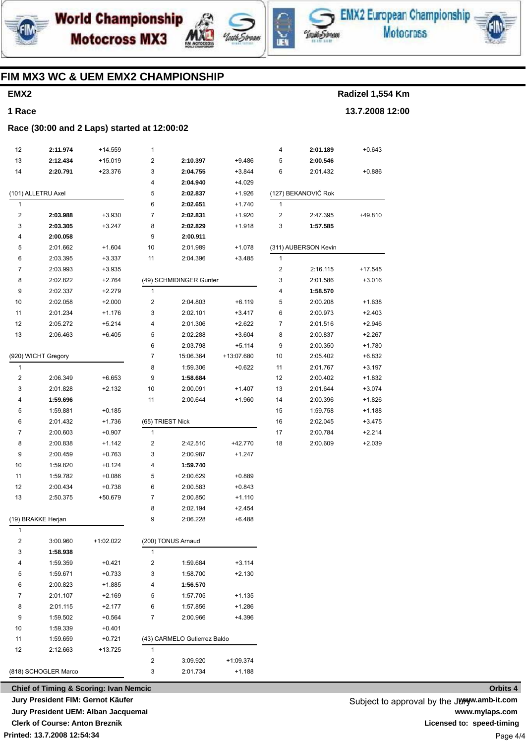# FIM MX3 WC & UEM EMX2 CHAMPIONSHIP

**EMX2** — **Radizel 1,554 Km**

**1 Race** — **13.7.2008 12:00**

**Race (30:00 and 2 Laps) started at 12:00:02**

| | | |
|---|---|---|
| 12 | **2:11.974** | +14.559 |
| 13 | **2:12.434** | +15.019 |
| 14 | **2:20.791** | +23.376 |

(101) ALLETRU Axel

| | | |
|---|---|---|
| 1 | | |
| 2 | **2:03.988** | +3.930 |
| 3 | **2:03.305** | +3.247 |
| 4 | **2:00.058** | |
| 5 | 2:01.662 | +1.604 |
| 6 | 2:03.395 | +3.337 |
| 7 | 2:03.993 | +3.935 |
| 8 | 2:02.822 | +2.764 |
| 9 | 2:02.337 | +2.279 |
| 10 | 2:02.058 | +2.000 |
| 11 | 2:01.234 | +1.176 |
| 12 | 2:05.272 | +5.214 |
| 13 | 2:06.463 | +6.405 |

(920) WICHT Gregory

| | | |
|---|---|---|
| 1 | | |
| 2 | 2:06.349 | +6.653 |
| 3 | 2:01.828 | +2.132 |
| 4 | **1:59.696** | |
| 5 | 1:59.881 | +0.185 |
| 6 | 2:01.432 | +1.736 |
| 7 | 2:00.603 | +0.907 |
| 8 | 2:00.838 | +1.142 |
| 9 | 2:00.459 | +0.763 |
| 10 | 1:59.820 | +0.124 |
| 11 | 1:59.782 | +0.086 |
| 12 | 2:00.434 | +0.738 |
| 13 | 2:50.375 | +50.679 |

(19) BRAKKE Herjan

| | | |
|---|---|---|
| 1 | | |
| 2 | 3:00.960 | +1:02.022 |
| 3 | **1:58.938** | |
| 4 | 1:59.359 | +0.421 |
| 5 | 1:59.671 | +0.733 |
| 6 | 2:00.823 | +1.885 |
| 7 | 2:01.107 | +2.169 |
| 8 | 2:01.115 | +2.177 |
| 9 | 1:59.502 | +0.564 |
| 10 | 1:59.339 | +0.401 |
| 11 | 1:59.659 | +0.721 |
| 12 | 2:12.663 | +13.725 |

(818) SCHOGLER Marco

| | | |
|---|---|---|
| 1 | | |
| 2 | **2:10.397** | +9.486 |
| 3 | **2:04.755** | +3.844 |
| 4 | **2:04.940** | +4.029 |
| 5 | **2:02.837** | +1.926 |
| 6 | **2:02.651** | +1.740 |
| 7 | **2:02.831** | +1.920 |
| 8 | **2:02.829** | +1.918 |
| 9 | **2:00.911** | |
| 10 | 2:01.989 | +1.078 |
| 11 | 2:04.396 | +3.485 |

(49) SCHMIDINGER Gunter

| | | |
|---|---|---|
| 1 | | |
| 2 | 2:04.803 | +6.119 |
| 3 | 2:02.101 | +3.417 |
| 4 | 2:01.306 | +2.622 |
| 5 | 2:02.288 | +3.604 |
| 6 | 2:03.798 | +5.114 |
| 7 | 15:06.364 | +13:07.680 |
| 8 | 1:59.306 | +0.622 |
| 9 | **1:58.684** | |
| 10 | 2:00.091 | +1.407 |
| 11 | 2:00.644 | +1.960 |

(65) TRIEST Nick

| | | |
|---|---|---|
| 1 | | |
| 2 | 2:42.510 | +42.770 |
| 3 | 2:00.987 | +1.247 |
| 4 | **1:59.740** | |
| 5 | 2:00.629 | +0.889 |
| 6 | 2:00.583 | +0.843 |
| 7 | 2:00.850 | +1.110 |
| 8 | 2:02.194 | +2.454 |
| 9 | 2:06.228 | +6.488 |

(200) TONUS Arnaud

| | | |
|---|---|---|
| 1 | | |
| 2 | 1:59.684 | +3.114 |
| 3 | 1:58.700 | +2.130 |
| 4 | **1:56.570** | |
| 5 | 1:57.705 | +1.135 |
| 6 | 1:57.856 | +1.286 |
| 7 | 2:00.966 | +4.396 |

(43) CARMELO Gutierrez Baldo

| | | |
|---|---|---|
| 1 | | |
| 2 | 3:09.920 | +1:09.374 |
| 3 | 2:01.734 | +1.188 |
| 4 | **2:01.189** | +0.643 |
| 5 | **2:00.546** | |
| 6 | 2:01.432 | +0.886 |

(127) BEKANOVIČ Rok

| | | |
|---|---|---|
| 1 | | |
| 2 | 2:47.395 | +49.810 |
| 3 | **1:57.585** | |

(311) AUBERSON Kevin

| | | |
|---|---|---|
| 1 | | |
| 2 | 2:16.115 | +17.545 |
| 3 | 2:01.586 | +3.016 |
| 4 | **1:58.570** | |
| 5 | 2:00.208 | +1.638 |
| 6 | 2:00.973 | +2.403 |
| 7 | 2:01.516 | +2.946 |
| 8 | 2:00.837 | +2.267 |
| 9 | 2:00.350 | +1.780 |
| 10 | 2:05.402 | +6.832 |
| 11 | 2:01.767 | +3.197 |
| 12 | 2:00.402 | +1.832 |
| 13 | 2:01.644 | +3.074 |
| 14 | 2:00.396 | +1.826 |
| 15 | 1:59.758 | +1.188 |
| 16 | 2:02.045 | +3.475 |
| 17 | 2:00.784 | +2.214 |
| 18 | 2:00.609 | +2.039 |

**Chief of Timing & Scoring: Ivan Nemcic**

**Jury President FIM: Gernot Käufer**

**Jury President UEM: Alban Jacquemai**

**Clerk of Course: Anton Breznik**

**Printed: 13.7.2008 12:54:34**

Subject to approval by the Jury

**Orbits 4**

**www.amb-it.com**

**www.mylaps.com**

**Licensed to: speed-timing**